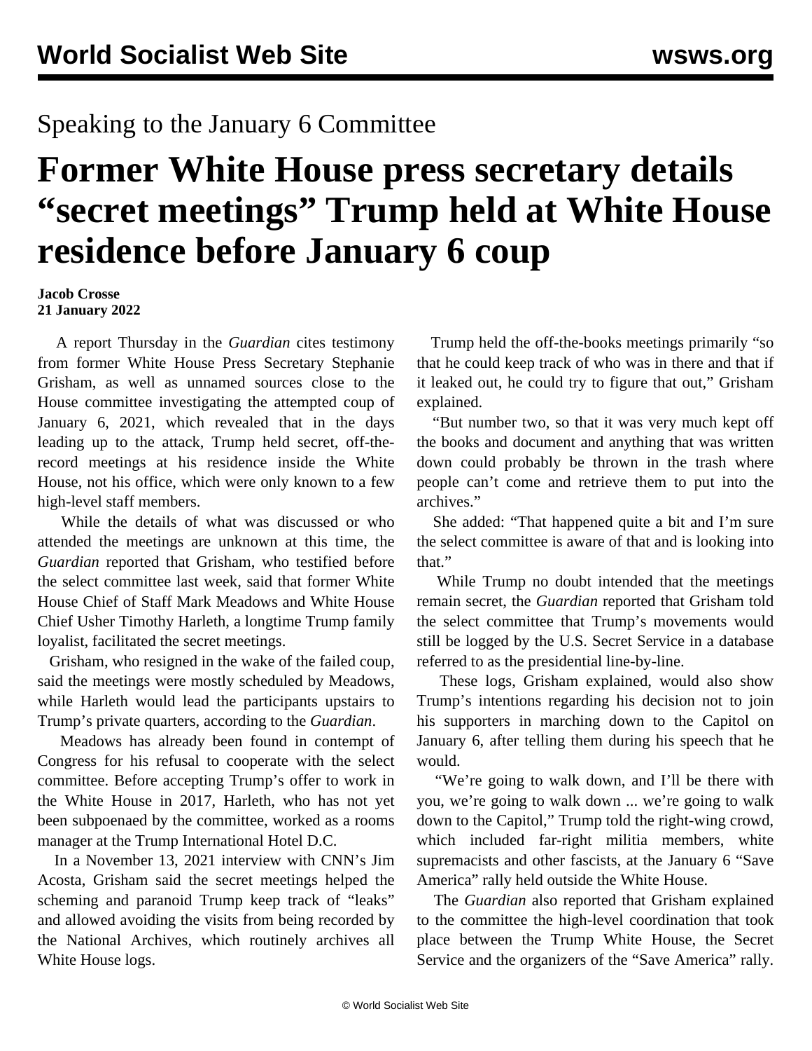Speaking to the January 6 Committee

# Former White House press secretary details "secret meetings" Trump held at White House residence before January 6 coup

**Jacob Crosse**
**21 January 2022**

A report Thursday in the *Guardian* cites testimony from former White House Press Secretary Stephanie Grisham, as well as unnamed sources close to the House committee investigating the attempted coup of January 6, 2021, which revealed that in the days leading up to the attack, Trump held secret, off-the-record meetings at his residence inside the White House, not his office, which were only known to a few high-level staff members.

While the details of what was discussed or who attended the meetings are unknown at this time, the *Guardian* reported that Grisham, who testified before the select committee last week, said that former White House Chief of Staff Mark Meadows and White House Chief Usher Timothy Harleth, a longtime Trump family loyalist, facilitated the secret meetings.

Grisham, who resigned in the wake of the failed coup, said the meetings were mostly scheduled by Meadows, while Harleth would lead the participants upstairs to Trump's private quarters, according to the *Guardian*.

Meadows has already been found in contempt of Congress for his refusal to cooperate with the select committee. Before accepting Trump's offer to work in the White House in 2017, Harleth, who has not yet been subpoenaed by the committee, worked as a rooms manager at the Trump International Hotel D.C.

In a November 13, 2021 interview with CNN's Jim Acosta, Grisham said the secret meetings helped the scheming and paranoid Trump keep track of "leaks" and allowed avoiding the visits from being recorded by the National Archives, which routinely archives all White House logs.

Trump held the off-the-books meetings primarily "so that he could keep track of who was in there and that if it leaked out, he could try to figure that out," Grisham explained.

"But number two, so that it was very much kept off the books and document and anything that was written down could probably be thrown in the trash where people can't come and retrieve them to put into the archives."

She added: "That happened quite a bit and I'm sure the select committee is aware of that and is looking into that."

While Trump no doubt intended that the meetings remain secret, the *Guardian* reported that Grisham told the select committee that Trump's movements would still be logged by the U.S. Secret Service in a database referred to as the presidential line-by-line.

These logs, Grisham explained, would also show Trump's intentions regarding his decision not to join his supporters in marching down to the Capitol on January 6, after telling them during his speech that he would.

"We're going to walk down, and I'll be there with you, we're going to walk down ... we're going to walk down to the Capitol," Trump told the right-wing crowd, which included far-right militia members, white supremacists and other fascists, at the January 6 "Save America" rally held outside the White House.

The *Guardian* also reported that Grisham explained to the committee the high-level coordination that took place between the Trump White House, the Secret Service and the organizers of the "Save America" rally.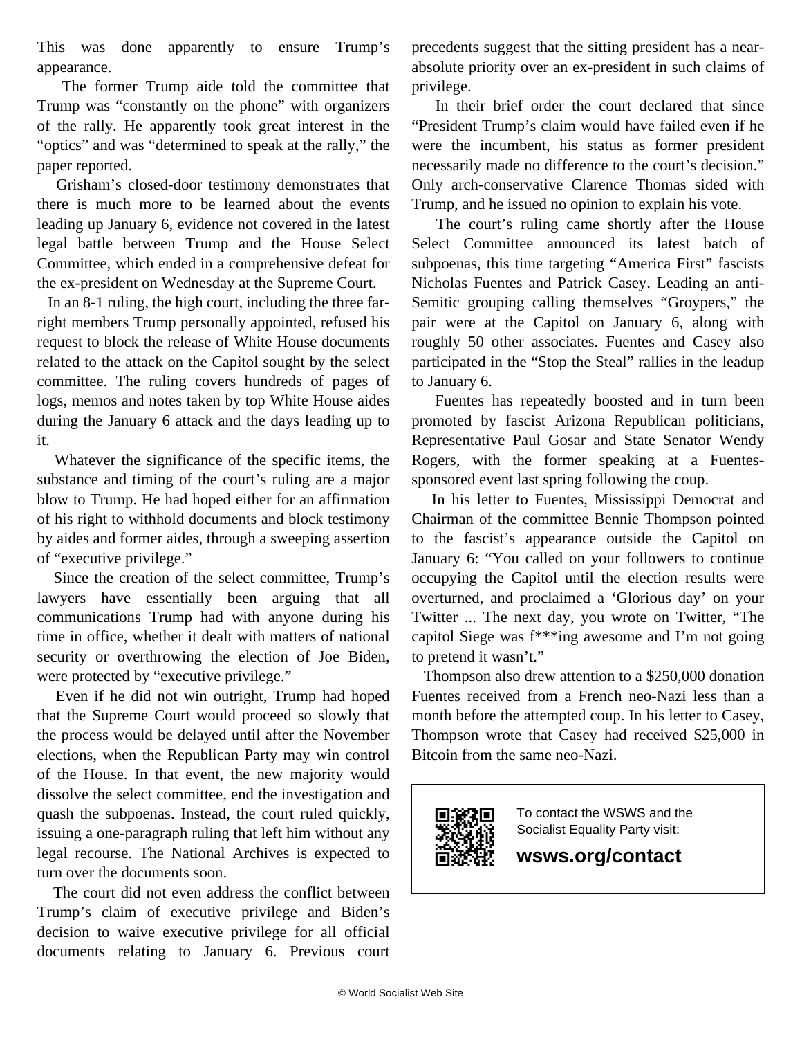This was done apparently to ensure Trump's appearance.

The former Trump aide told the committee that Trump was "constantly on the phone" with organizers of the rally. He apparently took great interest in the "optics" and was "determined to speak at the rally," the paper reported.

Grisham's closed-door testimony demonstrates that there is much more to be learned about the events leading up January 6, evidence not covered in the latest legal battle between Trump and the House Select Committee, which ended in a comprehensive defeat for the ex-president on Wednesday at the Supreme Court.

In an 8-1 ruling, the high court, including the three far-right members Trump personally appointed, refused his request to block the release of White House documents related to the attack on the Capitol sought by the select committee. The ruling covers hundreds of pages of logs, memos and notes taken by top White House aides during the January 6 attack and the days leading up to it.

Whatever the significance of the specific items, the substance and timing of the court's ruling are a major blow to Trump. He had hoped either for an affirmation of his right to withhold documents and block testimony by aides and former aides, through a sweeping assertion of "executive privilege."

Since the creation of the select committee, Trump's lawyers have essentially been arguing that all communications Trump had with anyone during his time in office, whether it dealt with matters of national security or overthrowing the election of Joe Biden, were protected by "executive privilege."

Even if he did not win outright, Trump had hoped that the Supreme Court would proceed so slowly that the process would be delayed until after the November elections, when the Republican Party may win control of the House. In that event, the new majority would dissolve the select committee, end the investigation and quash the subpoenas. Instead, the court ruled quickly, issuing a one-paragraph ruling that left him without any legal recourse. The National Archives is expected to turn over the documents soon.

The court did not even address the conflict between Trump's claim of executive privilege and Biden's decision to waive executive privilege for all official documents relating to January 6. Previous court precedents suggest that the sitting president has a near-absolute priority over an ex-president in such claims of privilege.

In their brief order the court declared that since "President Trump's claim would have failed even if he were the incumbent, his status as former president necessarily made no difference to the court's decision." Only arch-conservative Clarence Thomas sided with Trump, and he issued no opinion to explain his vote.

The court's ruling came shortly after the House Select Committee announced its latest batch of subpoenas, this time targeting "America First" fascists Nicholas Fuentes and Patrick Casey. Leading an anti-Semitic grouping calling themselves "Groypers," the pair were at the Capitol on January 6, along with roughly 50 other associates. Fuentes and Casey also participated in the "Stop the Steal" rallies in the leadup to January 6.

Fuentes has repeatedly boosted and in turn been promoted by fascist Arizona Republican politicians, Representative Paul Gosar and State Senator Wendy Rogers, with the former speaking at a Fuentes-sponsored event last spring following the coup.

In his letter to Fuentes, Mississippi Democrat and Chairman of the committee Bennie Thompson pointed to the fascist's appearance outside the Capitol on January 6: "You called on your followers to continue occupying the Capitol until the election results were overturned, and proclaimed a 'Glorious day' on your Twitter ... The next day, you wrote on Twitter, "The capitol Siege was f***ing awesome and I'm not going to pretend it wasn't."

Thompson also drew attention to a $250,000 donation Fuentes received from a French neo-Nazi less than a month before the attempted coup. In his letter to Casey, Thompson wrote that Casey had received $25,000 in Bitcoin from the same neo-Nazi.

To contact the WSWS and the Socialist Equality Party visit:

**wsws.org/contact**